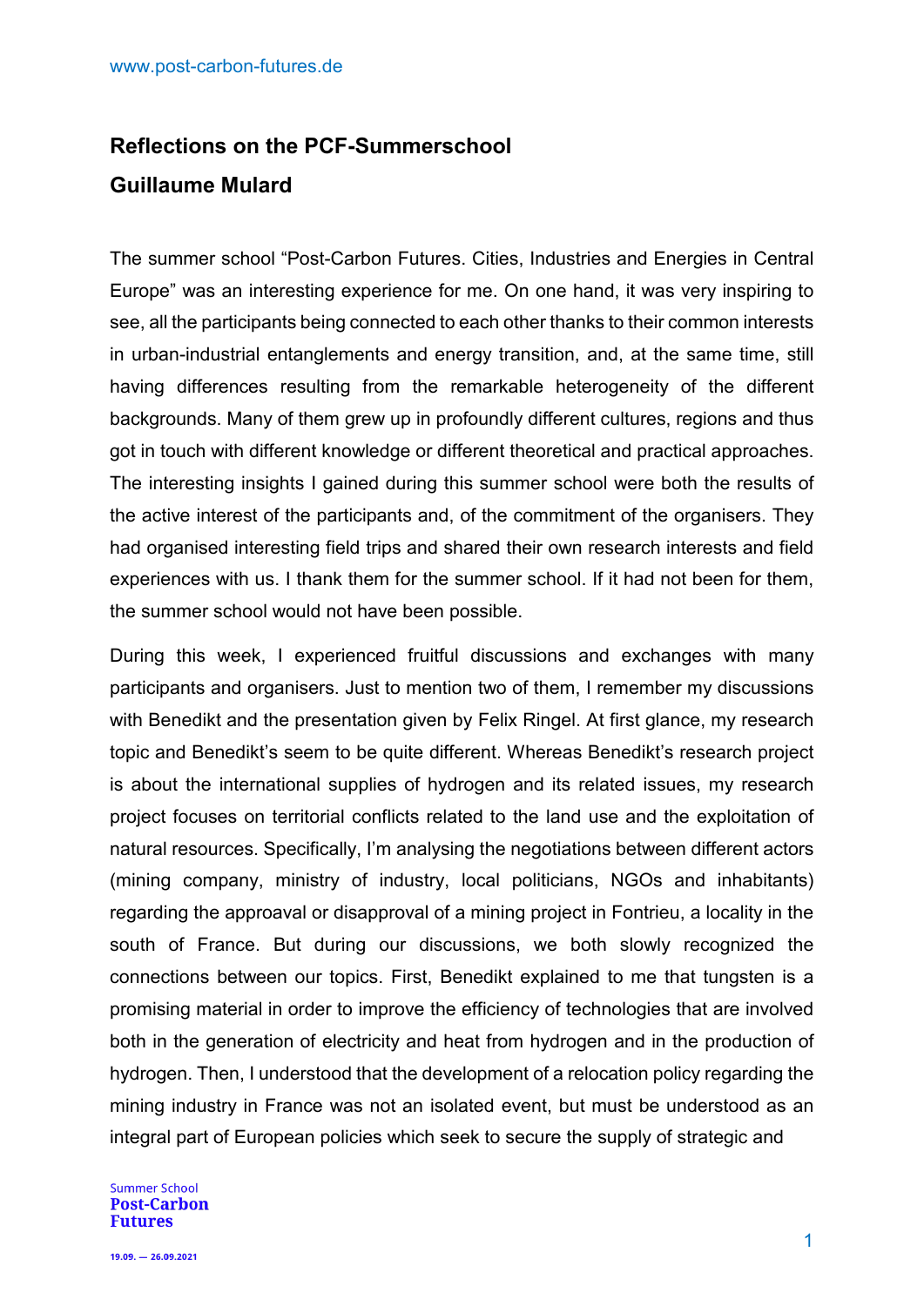## Reflections on the PCF-Summerschool

## Guillaume Mulard

The summer school "Post-Carbon Futures. Cities, Industries and Energies in Central Europe" was an interesting experience for me. On one hand, it was very inspiring to see, all the participants being connected to each other thanks to their common interests in urban-industrial entanglements and energy transition, and, at the same time, still having differences resulting from the remarkable heterogeneity of the different backgrounds. Many of them grew up in profoundly different cultures, regions and thus got in touch with different knowledge or different theoretical and practical approaches. The interesting insights I gained during this summer school were both the results of the active interest of the participants and, of the commitment of the organisers. They had organised interesting field trips and shared their own research interests and field experiences with us. I thank them for the summer school. If it had not been for them, the summer school would not have been possible.

During this week, I experienced fruitful discussions and exchanges with many participants and organisers. Just to mention two of them, I remember my discussions with Benedikt and the presentation given by Felix Ringel. At first glance, my research topic and Benedikt's seem to be quite different. Whereas Benedikt's research project is about the international supplies of hydrogen and its related issues, my research project focuses on territorial conflicts related to the land use and the exploitation of natural resources. Specifically, I'm analysing the negotiations between different actors (mining company, ministry of industry, local politicians, NGOs and inhabitants) regarding the approaval or disapproval of a mining project in Fontrieu, a locality in the south of France. But during our discussions, we both slowly recognized the connections between our topics. First, Benedikt explained to me that tungsten is a promising material in order to improve the efficiency of technologies that are involved both in the generation of electricity and heat from hydrogen and in the production of hydrogen. Then, I understood that the development of a relocation policy regarding the mining industry in France was not an isolated event, but must be understood as an integral part of European policies which seek to secure the supply of strategic and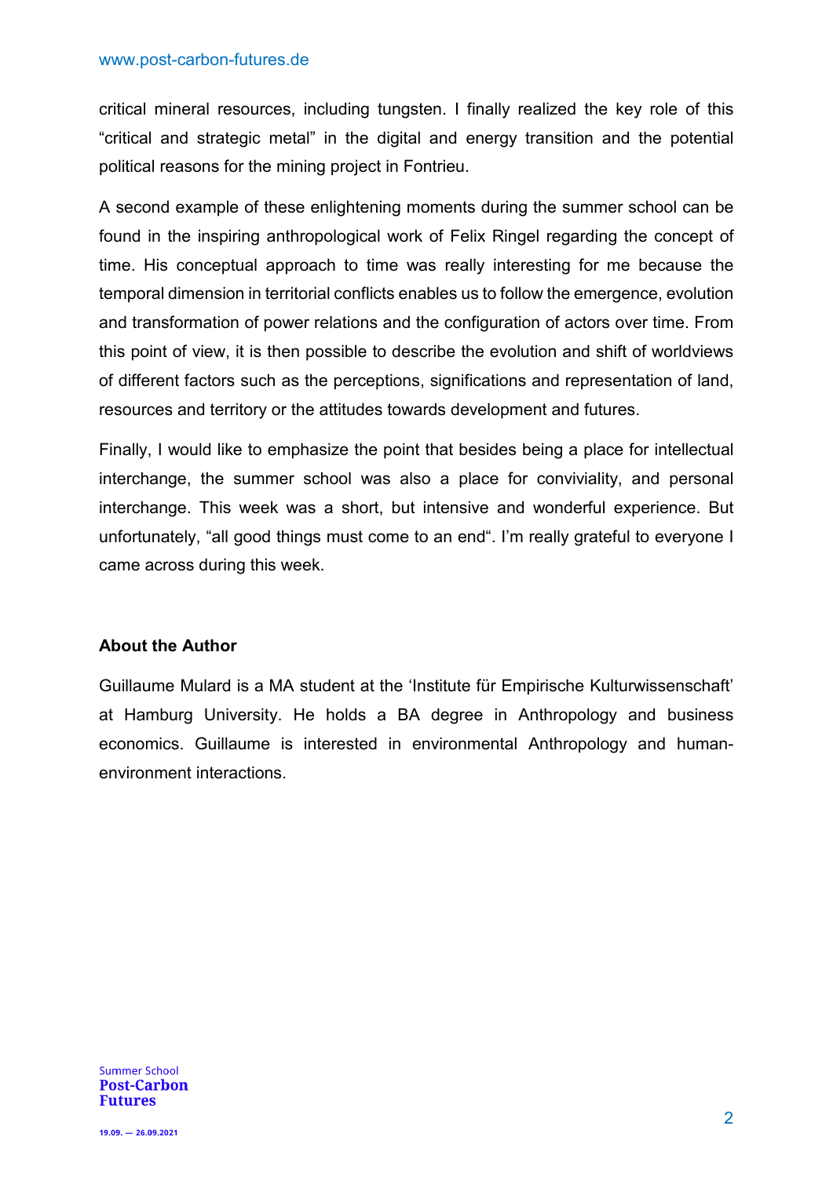critical mineral resources, including tungsten. I finally realized the key role of this “critical and strategic metal” in the digital and energy transition and the potential political reasons for the mining project in Fontrieu.

A second example of these enlightening moments during the summer school can be found in the inspiring anthropological work of Felix Ringel regarding the concept of time. His conceptual approach to time was really interesting for me because the temporal dimension in territorial conflicts enables us to follow the emergence, evolution and transformation of power relations and the configuration of actors over time. From this point of view, it is then possible to describe the evolution and shift of worldviews of different factors such as the perceptions, significations and representation of land, resources and territory or the attitudes towards development and futures.

Finally, I would like to emphasize the point that besides being a place for intellectual interchange, the summer school was also a place for conviviality, and personal interchange. This week was a short, but intensive and wonderful experience. But unfortunately, “all good things must come to an end“. I’m really grateful to everyone I came across during this week.

**About the Author**

Guillaume Mulard is a MA student at the ‘Institute für Empirische Kulturwissenschaft’ at Hamburg University. He holds a BA degree in Anthropology and business economics. Guillaume is interested in environmental Anthropology and human-environment interactions.